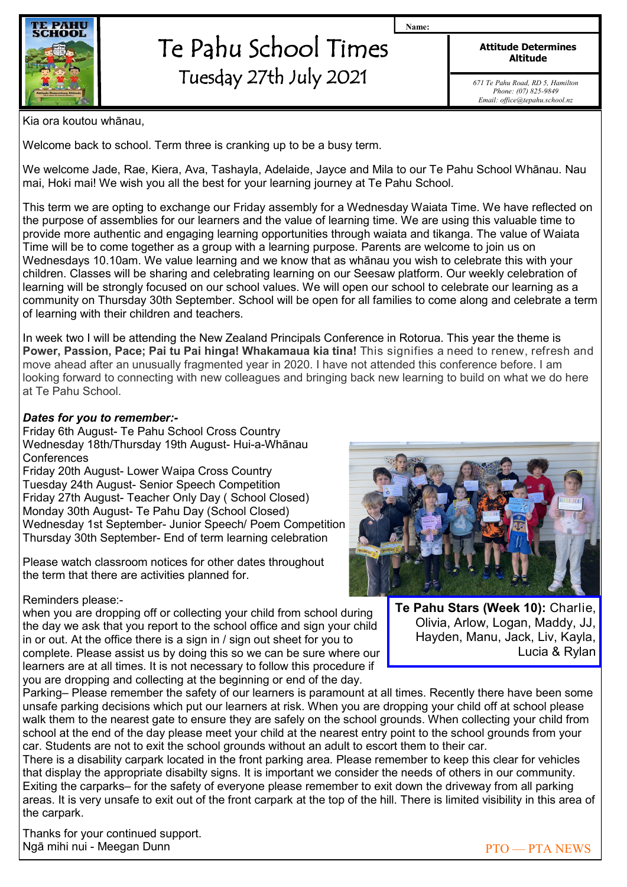# Te Pahu School Times

## Tuesday 27th July 2021

Name:

**Attitude Determines Altitude**

*671 Te Pahu Road, RD 5, Hamilton*
*Phone: (07) 825-9849*
*Email: office@tepahu.school.nz*

Kia ora koutou whānau,

Welcome back to school. Term three is cranking up to be a busy term.

We welcome Jade, Rae, Kiera, Ava, Tashayla, Adelaide, Jayce and Mila to our Te Pahu School Whānau. Nau mai, Hoki mai! We wish you all the best for your learning journey at Te Pahu School.

This term we are opting to exchange our Friday assembly for a Wednesday Waiata Time. We have reflected on the purpose of assemblies for our learners and the value of learning time. We are using this valuable time to provide more authentic and engaging learning opportunities through waiata and tikanga. The value of Waiata Time will be to come together as a group with a learning purpose. Parents are welcome to join us on Wednesdays 10.10am. We value learning and we know that as whānau you wish to celebrate this with your children. Classes will be sharing and celebrating learning on our Seesaw platform. Our weekly celebration of learning will be strongly focused on our school values. We will open our school to celebrate our learning as a community on Thursday 30th September. School will be open for all families to come along and celebrate a term of learning with their children and teachers.

In week two I will be attending the New Zealand Principals Conference in Rotorua. This year the theme is **Power, Passion, Pace; Pai tu Pai hinga! Whakamaua kia tina!** This signifies a need to renew, refresh and move ahead after an unusually fragmented year in 2020. I have not attended this conference before. I am looking forward to connecting with new colleagues and bringing back new learning to build on what we do here at Te Pahu School.

***Dates for you to remember:-***

Friday 6th August- Te Pahu School Cross Country
Wednesday 18th/Thursday 19th August- Hui-a-Whānau Conferences
Friday 20th August- Lower Waipa Cross Country
Tuesday 24th August- Senior Speech Competition
Friday 27th August- Teacher Only Day ( School Closed)
Monday 30th August- Te Pahu Day (School Closed)
Wednesday 1st September- Junior Speech/ Poem Competition
Thursday 30th September- End of term learning celebration

Please watch classroom notices for other dates throughout the term that there are activities planned for.

**Te Pahu Stars (Week 10):** Charlie, Olivia, Arlow, Logan, Maddy, JJ, Hayden, Manu, Jack, Liv, Kayla, Lucia & Rylan

Reminders please:-
when you are dropping off or collecting your child from school during the day we ask that you report to the school office and sign your child in or out. At the office there is a sign in / sign out sheet for you to complete. Please assist us by doing this so we can be sure where our learners are at all times. It is not necessary to follow this procedure if you are dropping and collecting at the beginning or end of the day.
Parking– Please remember the safety of our learners is paramount at all times. Recently there have been some unsafe parking decisions which put our learners at risk. When you are dropping your child off at school please walk them to the nearest gate to ensure they are safely on the school grounds. When collecting your child from school at the end of the day please meet your child at the nearest entry point to the school grounds from your car. Students are not to exit the school grounds without an adult to escort them to their car.
There is a disability carpark located in the front parking area. Please remember to keep this clear for vehicles that display the appropriate disabilty signs. It is important we consider the needs of others in our community.
Exiting the carparks– for the safety of everyone please remember to exit down the driveway from all parking areas. It is very unsafe to exit out of the front carpark at the top of the hill. There is limited visibility in this area of the carpark.

Thanks for your continued support.
Ngā mihi nui - Meegan Dunn

PTO — PTA NEWS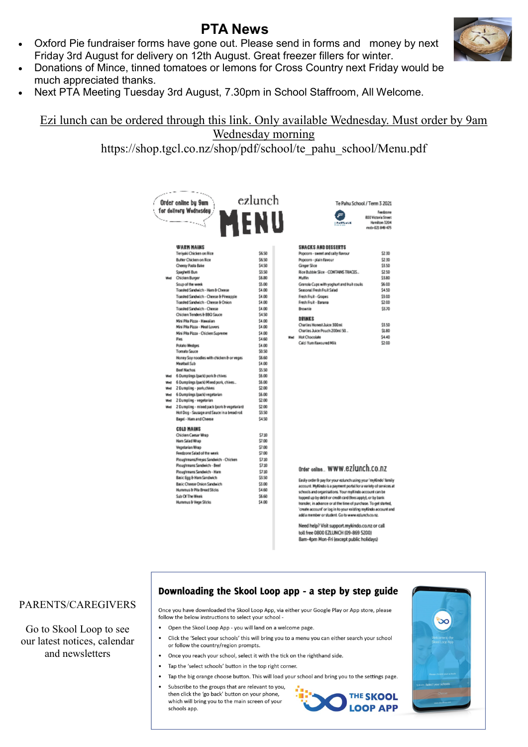# PTA News

- Oxford Pie fundraiser forms have gone out. Please send in forms and money by next Friday 3rd August for delivery on 12th August. Great freezer fillers for winter.
- Donations of Mince, tinned tomatoes or lemons for Cross Country next Friday would be much appreciated thanks.
- Next PTA Meeting Tuesday 3rd August, 7.30pm in School Staffroom, All Welcome.

Ezi lunch can be ordered through this link. Only available Wednesday. Must order by 9am Wednesday morning

https://shop.tgcl.co.nz/shop/pdf/school/te_pahu_school/Menu.pdf

Order online by 9am for delivery Wednesday

ezlunch

# MENU

Te Pahu School / Term 3 2021

Feedzone
800 Victoria Street
Hamilton 3204
mob 021 849 425

## WARM MAINS

| | | |
|---|---|---|
| | Teriyaki Chicken on Rice | $6.50 |
| | Butter Chicken on Rice | $6.50 |
| | Cheesy Pasta Bake | $4.50 |
| | Spaghetti Bun | $3.50 |
| Wed | Chicken Burger | $6.80 |
| | Soup of the week | $5.00 |
| | Toasted Sandwich - Ham & Cheese | $4.00 |
| | Toasted Sandwich - Cheese & Pineapple | $4.00 |
| | Toasted Sandwich - Cheese & Onion | $4.00 |
| | Toasted Sandwich - Cheese | $4.00 |
| | Chicken Tenders & BBQ Sauce | $4.50 |
| | Mini Pita Pizza - Hawaiian | $4.00 |
| | Mini Pita Pizza - Meat Lovers | $4.00 |
| | Mini Pita Pizza - Chicken Supreme | $4.00 |
| | Pies | $4.60 |
| | Potato Wedges | $4.00 |
| | Tomato Sauce | $0.50 |
| | Honey Soy noodles with chicken & or veges | $6.60 |
| | Meatball Sub | $4.00 |
| | Beef Nachos | $5.50 |
| Wed | 6 Dumplings (pack) pork & chives | $6.00 |
| Wed | 6 Dumplings (pack) Mixed pork, chives... | $6.00 |
| Wed | 2 Dumpling - pork,chives | $2.00 |
| Wed | 6 Dumplings (pack) vegetarian | $6.00 |
| Wed | 2 Dumpling - vegetarian | $2.00 |
| Wed | 2 Dumpling - mixed pack (pork & vegetarian) | $2.00 |
| | Hot Dog - Sausage and Sauce in a bread roll | $3.50 |
| | Bagel - Ham and Cheese | $4.50 |

## COLD MAINS

| | |
|---|---|
| Chicken Caesar Wrap | $7.10 |
| Ham Salad Wrap | $7.00 |
| Vegetarian Wrap | $7.00 |
| Feedzone Salad of the week | $7.00 |
| Ploughmans/Freyas Sandwich - Chicken | $7.10 |
| Ploughmans Sandwich - Beef | $7.10 |
| Ploughmans Sandwich - Ham | $7.10 |
| Basic Egg & Ham Sandwich | $3.50 |
| Basic Cheese Onion Sandwich | $3.00 |
| Hummus & Pita Bread Sticks | $4.60 |
| Sub Of The Week | $6.60 |
| Hummus & Vege Sticks | $4.00 |

## SNACKS AND DESSERTS

| | |
|---|---|
| Popcorn - sweet and salty flavour | $2.30 |
| Popcorn - plain flavour | $2.30 |
| Ginger Slice | $3.50 |
| Rice Bubble Slice - CONTAINS TRACES... | $2.50 |
| Muffin | $3.80 |
| Granola Cups with yoghurt and fruit coulis | $6.00 |
| Seasonal Fresh Fruit Salad | $4.50 |
| Fresh Fruit - Grapes | $3.00 |
| Fresh Fruit - Banana | $2.00 |
| Brownie | $3.70 |

## DRINKS

| | | |
|---|---|---|
| | Charlies Honest Juice 300ml | $3.50 |
| | Charlies Juice Pouch 200ml 50... | $1.80 |
| Wed | Hot Chocolate | $4.40 |
| | Calci Yum flavoured Milk | $2.00 |

Order online... www.ezlunch.co.nz

Easily order & pay for your ezlunch using your 'myKindo' family account. MyKindo is a payment portal for a variety of services at schools and organisations. Your myKindo account can be topped up by debit or credit card (fees apply), or by bank transfer, in advance or at the time of purchase. To get started, 'create account' or log in to your existing myKindo account and add a member or student. Go to www.ezlunch.co.nz

Need help? Visit support.mykindo.co.nz or call toll free 0800 EZLUNCH (09-869 5200) 8am-4pm Mon-Fri (except public holidays)

PARENTS/CAREGIVERS

Go to Skool Loop to see our latest notices, calendar and newsletters

## Downloading the Skool Loop app - a step by step guide

Once you have downloaded the Skool Loop App, via either your Google Play or App store, please follow the below instructions to select your school -

- Open the Skool Loop App - you will land on a welcome page.
- Click the 'Select your schools' this will bring you to a menu you can either search your school or follow the country/region prompts.
- Once you reach your school, select it with the tick on the righthand side.
- Tap the 'select schools' button in the top right corner.
- Tap the big orange choose button. This will load your school and bring you to the settings page.
- Subscribe to the groups that are relevant to you, then click the 'go back' button on your phone, which will bring you to the main screen of your schools app.

THE SKOOL LOOP APP